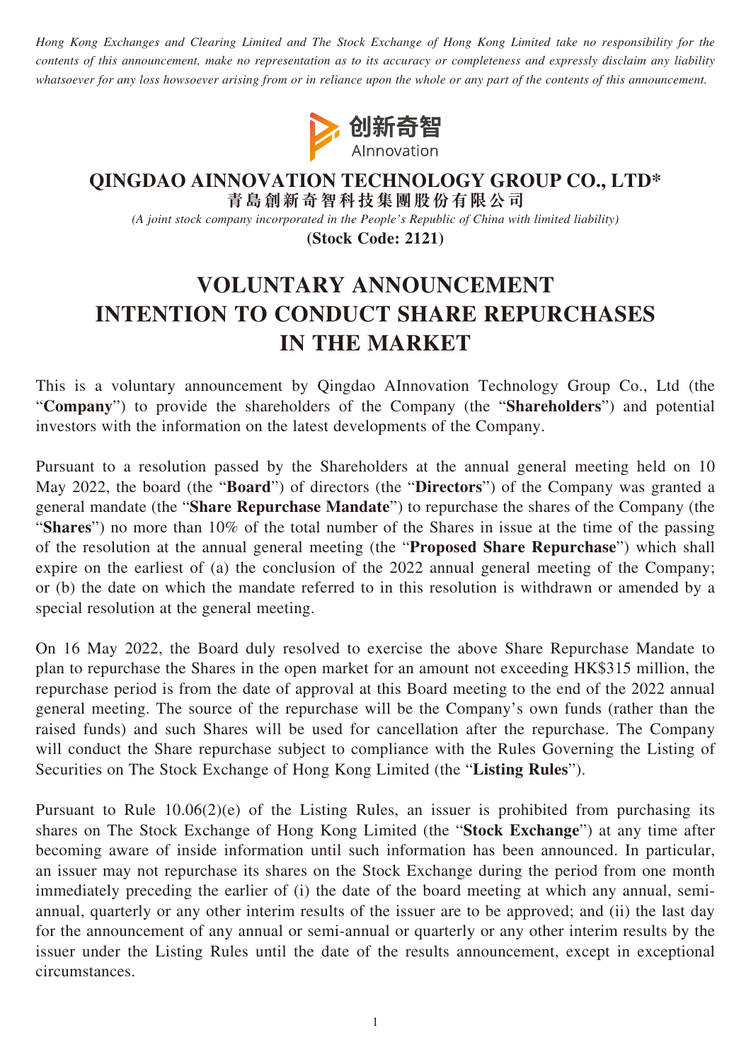*Hong Kong Exchanges and Clearing Limited and The Stock Exchange of Hong Kong Limited take no responsibility for the contents of this announcement, make no representation as to its accuracy or completeness and expressly disclaim any liability whatsoever for any loss howsoever arising from or in reliance upon the whole or any part of the contents of this announcement.*

创新奇智
AInnovation

**QINGDAO AINNOVATION TECHNOLOGY GROUP CO., LTD***
**青島創新奇智科技集團股份有限公司**

*(A joint stock company incorporated in the People's Republic of China with limited liability)*

**(Stock Code: 2121)**

# VOLUNTARY ANNOUNCEMENT INTENTION TO CONDUCT SHARE REPURCHASES IN THE MARKET

This is a voluntary announcement by Qingdao AInnovation Technology Group Co., Ltd (the "**Company**") to provide the shareholders of the Company (the "**Shareholders**") and potential investors with the information on the latest developments of the Company.

Pursuant to a resolution passed by the Shareholders at the annual general meeting held on 10 May 2022, the board (the "**Board**") of directors (the "**Directors**") of the Company was granted a general mandate (the "**Share Repurchase Mandate**") to repurchase the shares of the Company (the "**Shares**") no more than 10% of the total number of the Shares in issue at the time of the passing of the resolution at the annual general meeting (the "**Proposed Share Repurchase**") which shall expire on the earliest of (a) the conclusion of the 2022 annual general meeting of the Company; or (b) the date on which the mandate referred to in this resolution is withdrawn or amended by a special resolution at the general meeting.

On 16 May 2022, the Board duly resolved to exercise the above Share Repurchase Mandate to plan to repurchase the Shares in the open market for an amount not exceeding HK$315 million, the repurchase period is from the date of approval at this Board meeting to the end of the 2022 annual general meeting. The source of the repurchase will be the Company's own funds (rather than the raised funds) and such Shares will be used for cancellation after the repurchase. The Company will conduct the Share repurchase subject to compliance with the Rules Governing the Listing of Securities on The Stock Exchange of Hong Kong Limited (the "**Listing Rules**").

Pursuant to Rule 10.06(2)(e) of the Listing Rules, an issuer is prohibited from purchasing its shares on The Stock Exchange of Hong Kong Limited (the "**Stock Exchange**") at any time after becoming aware of inside information until such information has been announced. In particular, an issuer may not repurchase its shares on the Stock Exchange during the period from one month immediately preceding the earlier of (i) the date of the board meeting at which any annual, semi-annual, quarterly or any other interim results of the issuer are to be approved; and (ii) the last day for the announcement of any annual or semi-annual or quarterly or any other interim results by the issuer under the Listing Rules until the date of the results announcement, except in exceptional circumstances.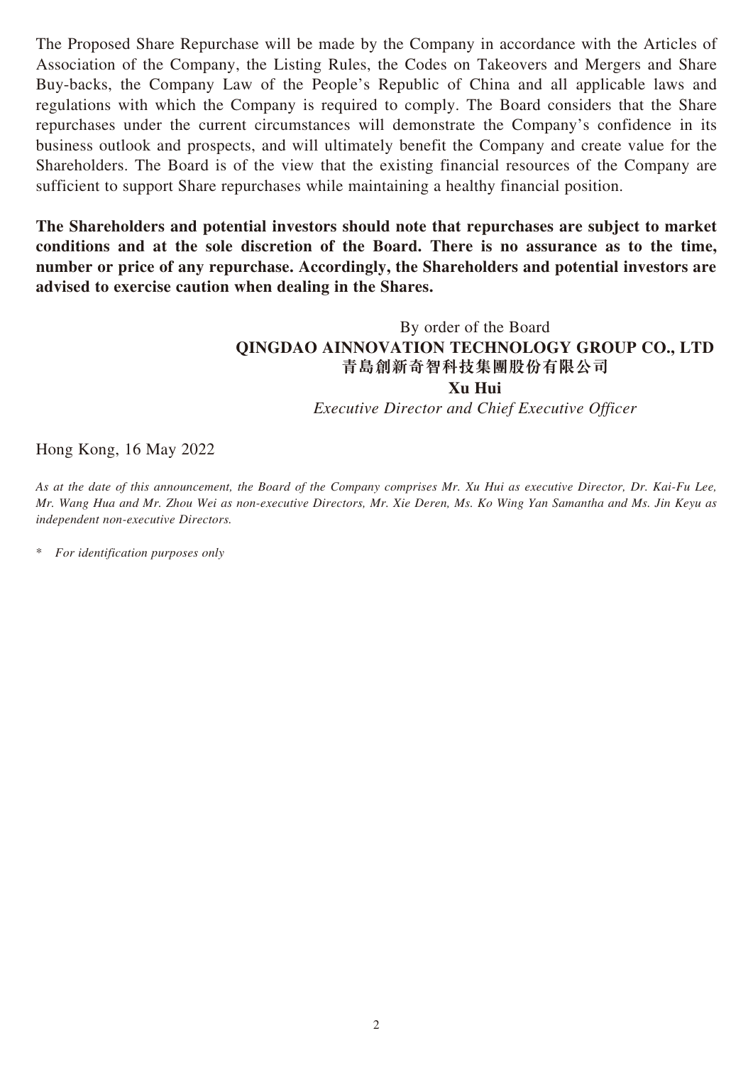The Proposed Share Repurchase will be made by the Company in accordance with the Articles of Association of the Company, the Listing Rules, the Codes on Takeovers and Mergers and Share Buy-backs, the Company Law of the People's Republic of China and all applicable laws and regulations with which the Company is required to comply. The Board considers that the Share repurchases under the current circumstances will demonstrate the Company's confidence in its business outlook and prospects, and will ultimately benefit the Company and create value for the Shareholders. The Board is of the view that the existing financial resources of the Company are sufficient to support Share repurchases while maintaining a healthy financial position.

**The Shareholders and potential investors should note that repurchases are subject to market conditions and at the sole discretion of the Board. There is no assurance as to the time, number or price of any repurchase. Accordingly, the Shareholders and potential investors are advised to exercise caution when dealing in the Shares.**

By order of the Board
**QINGDAO AINNOVATION TECHNOLOGY GROUP CO., LTD**
**青島創新奇智科技集團股份有限公司**
**Xu Hui**
*Executive Director and Chief Executive Officer*

Hong Kong, 16 May 2022

*As at the date of this announcement, the Board of the Company comprises Mr. Xu Hui as executive Director, Dr. Kai-Fu Lee, Mr. Wang Hua and Mr. Zhou Wei as non-executive Directors, Mr. Xie Deren, Ms. Ko Wing Yan Samantha and Ms. Jin Keyu as independent non-executive Directors.*

\* *For identification purposes only*